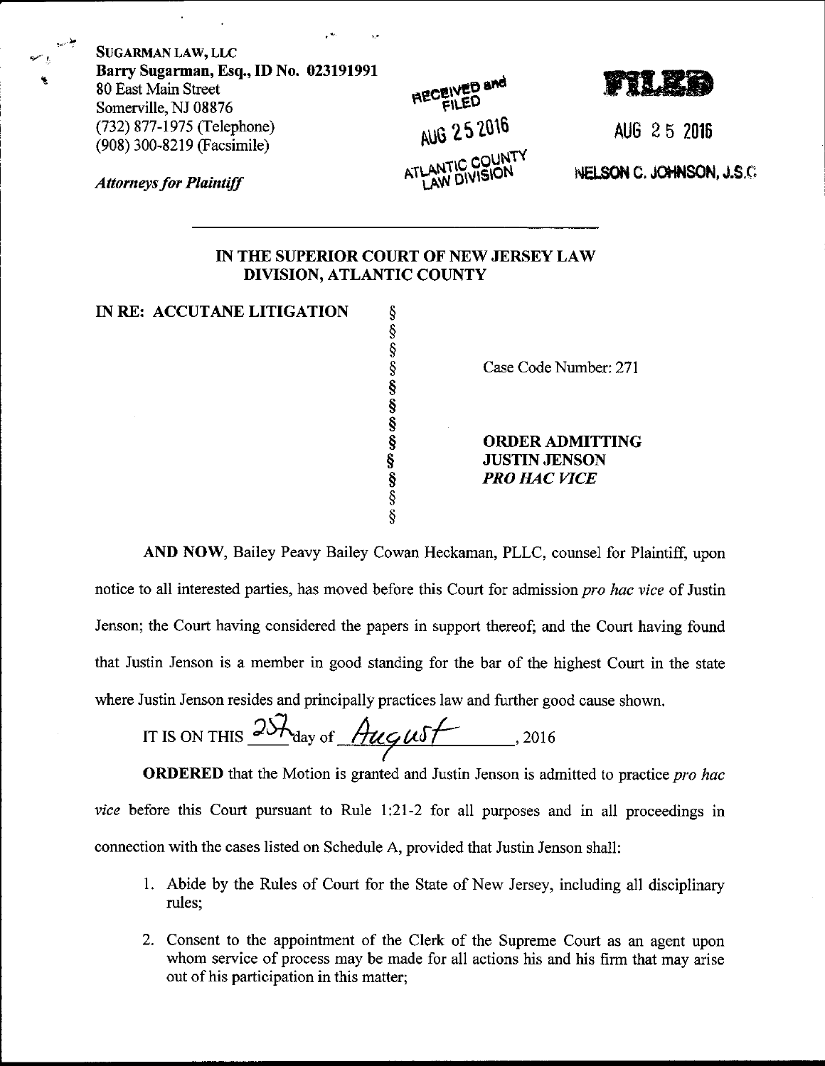SUGARMAN LAW, LLC
**Barry Sugarman, Esq., ID No. 023191991**
80 East Main Street
Somerville, NJ 08876
(732) 877-1975 (Telephone)
(908) 300-8219 (Facsimile)

*Attorneys for Plaintiff*

RECEIVED and FILED
AUG 25 2016
ATLANTIC COUNTY LAW DIVISION

FILED
AUG 25 2016
NELSON C. JOHNSON, J.S.C.

**IN THE SUPERIOR COURT OF NEW JERSEY LAW DIVISION, ATLANTIC COUNTY**

| | | |
|---|---|---|
| **IN RE: ACCUTANE LITIGATION** | § | |
| | § | Case Code Number: 271 |
| | § | |
| | § | **ORDER ADMITTING JUSTIN JENSON** ***PRO HAC VICE*** |

**AND NOW**, Bailey Peavy Bailey Cowan Heckaman, PLLC, counsel for Plaintiff, upon notice to all interested parties, has moved before this Court for admission *pro hac vice* of Justin Jenson; the Court having considered the papers in support thereof; and the Court having found that Justin Jenson is a member in good standing for the bar of the highest Court in the state where Justin Jenson resides and principally practices law and further good cause shown.

IT IS ON THIS 25th day of August, 2016

**ORDERED** that the Motion is granted and Justin Jenson is admitted to practice *pro hac vice* before this Court pursuant to Rule 1:21-2 for all purposes and in all proceedings in connection with the cases listed on Schedule A, provided that Justin Jenson shall:

1. Abide by the Rules of Court for the State of New Jersey, including all disciplinary rules;
2. Consent to the appointment of the Clerk of the Supreme Court as an agent upon whom service of process may be made for all actions his and his firm that may arise out of his participation in this matter;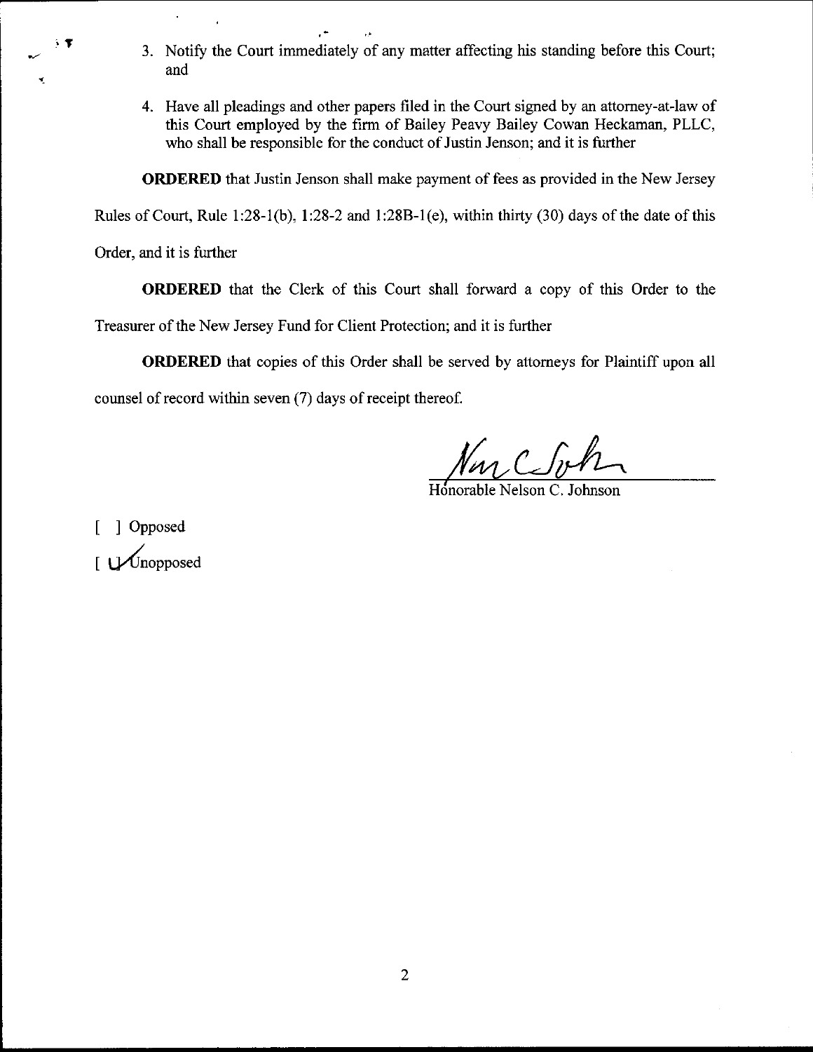3. Notify the Court immediately of any matter affecting his standing before this Court; and

4. Have all pleadings and other papers filed in the Court signed by an attorney-at-law of this Court employed by the firm of Bailey Peavy Bailey Cowan Heckaman, PLLC, who shall be responsible for the conduct of Justin Jenson; and it is further

**ORDERED** that Justin Jenson shall make payment of fees as provided in the New Jersey Rules of Court, Rule 1:28-1(b), 1:28-2 and 1:28B-1(e), within thirty (30) days of the date of this Order, and it is further

**ORDERED** that the Clerk of this Court shall forward a copy of this Order to the Treasurer of the New Jersey Fund for Client Protection; and it is further

**ORDERED** that copies of this Order shall be served by attorneys for Plaintiff upon all counsel of record within seven (7) days of receipt thereof.

Honorable Nelson C. Johnson

[ ] Opposed

[ ✓ ] Unopposed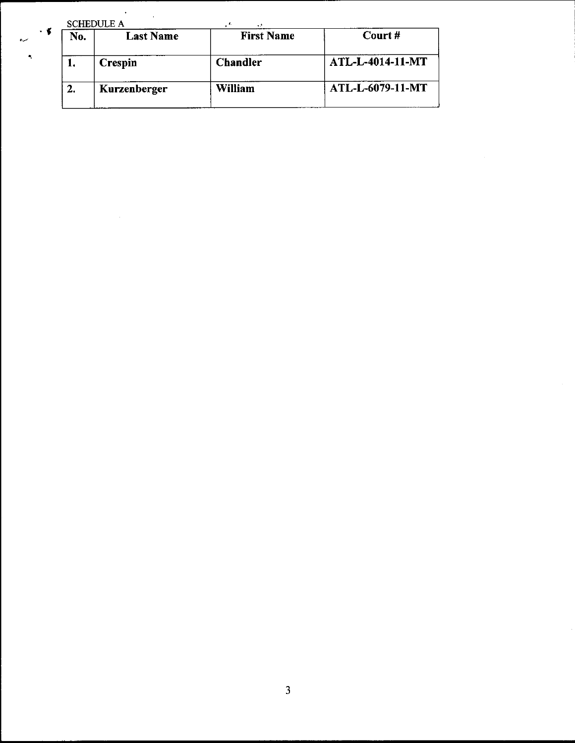SCHEDULE A

| No. | Last Name | First Name | Court # |
|---|---|---|---|
| 1. | Crespin | Chandler | ATL-L-4014-11-MT |
| 2. | Kurzenberger | William | ATL-L-6079-11-MT |